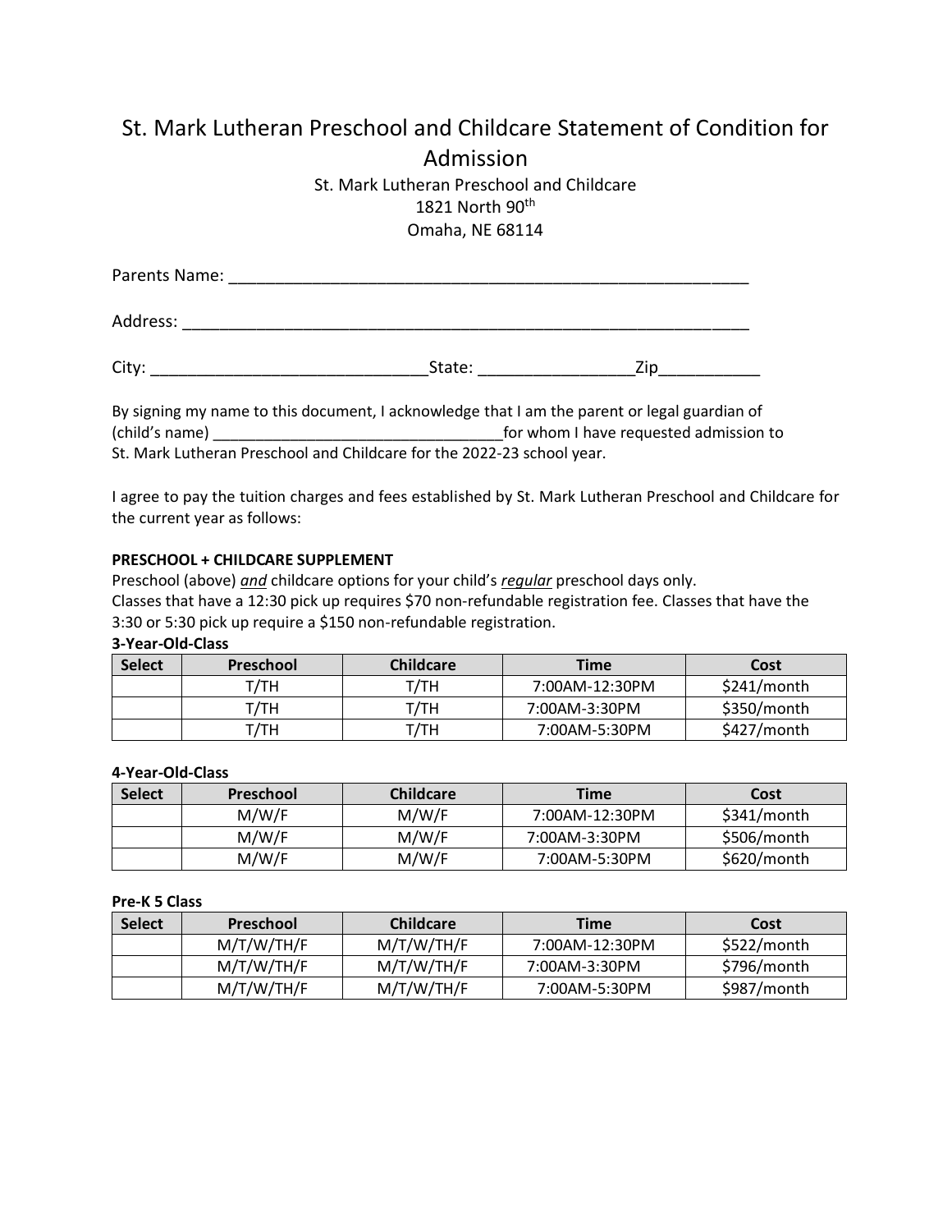# St. Mark Lutheran Preschool and Childcare Statement of Condition for Admission

St. Mark Lutheran Preschool and Childcare
1821 North 90th
Omaha, NE 68114

Parents Name: ___________________________________________________________

Address: ______________________________________________________________

City: ______________________________State: _________________Zip___________

By signing my name to this document, I acknowledge that I am the parent or legal guardian of (child's name) _________________________________for whom I have requested admission to St. Mark Lutheran Preschool and Childcare for the 2022-23 school year.

I agree to pay the tuition charges and fees established by St. Mark Lutheran Preschool and Childcare for the current year as follows:

**PRESCHOOL + CHILDCARE SUPPLEMENT**

Preschool (above) ***and*** childcare options for your child's ***regular*** preschool days only.
Classes that have a 12:30 pick up requires $70 non-refundable registration fee. Classes that have the 3:30 or 5:30 pick up require a $150 non-refundable registration.

**3-Year-Old-Class**

| Select | Preschool | Childcare | Time | Cost |
|---|---|---|---|---|
| | T/TH | T/TH | 7:00AM-12:30PM | $241/month |
| | T/TH | T/TH | 7:00AM-3:30PM | $350/month |
| | T/TH | T/TH | 7:00AM-5:30PM | $427/month |

**4-Year-Old-Class**

| Select | Preschool | Childcare | Time | Cost |
|---|---|---|---|---|
| | M/W/F | M/W/F | 7:00AM-12:30PM | $341/month |
| | M/W/F | M/W/F | 7:00AM-3:30PM | $506/month |
| | M/W/F | M/W/F | 7:00AM-5:30PM | $620/month |

**Pre-K 5 Class**

| Select | Preschool | Childcare | Time | Cost |
|---|---|---|---|---|
| | M/T/W/TH/F | M/T/W/TH/F | 7:00AM-12:30PM | $522/month |
| | M/T/W/TH/F | M/T/W/TH/F | 7:00AM-3:30PM | $796/month |
| | M/T/W/TH/F | M/T/W/TH/F | 7:00AM-5:30PM | $987/month |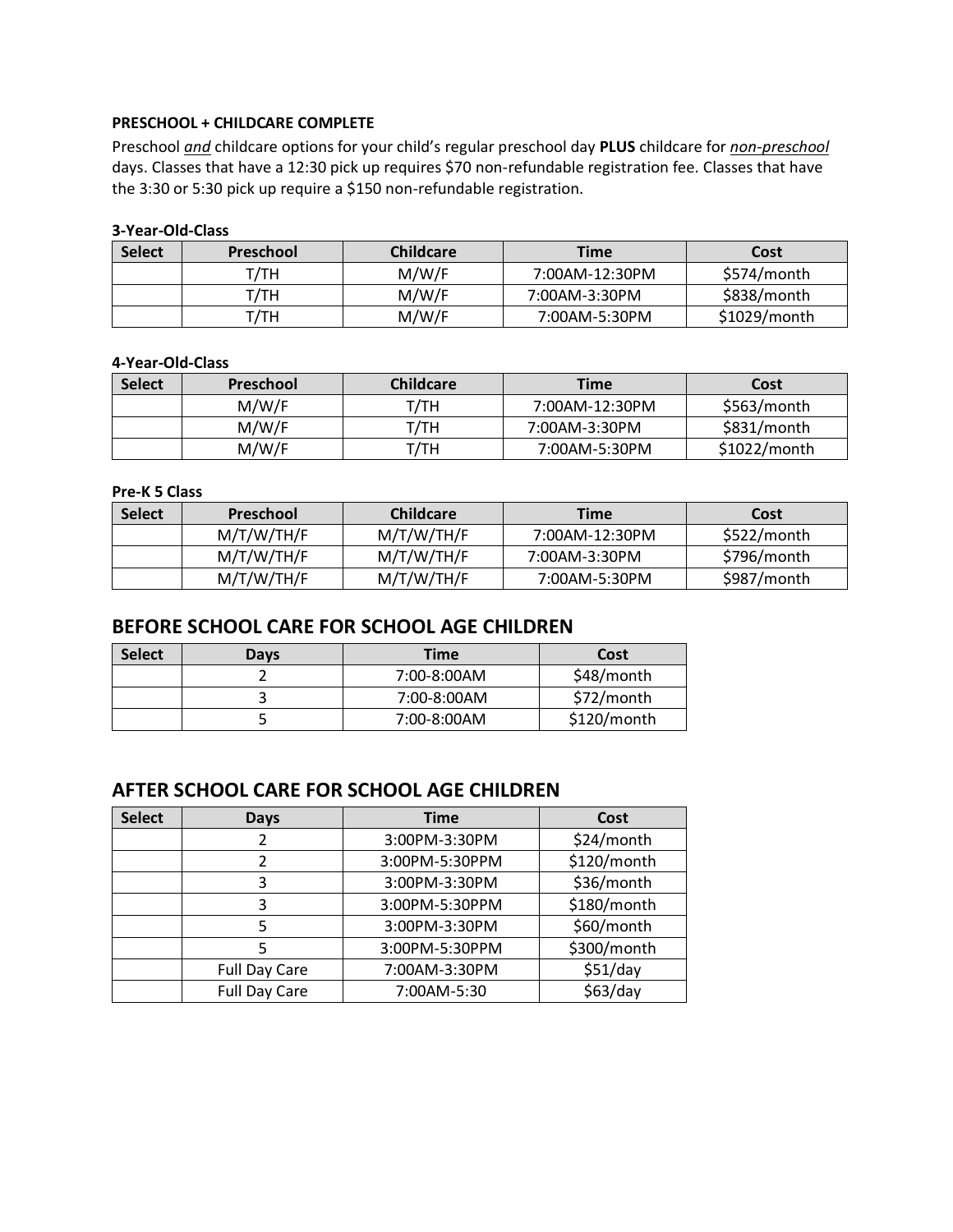**PRESCHOOL + CHILDCARE COMPLETE**

Preschool *and* childcare options for your child's regular preschool day **PLUS** childcare for *non-preschool* days. Classes that have a 12:30 pick up requires $70 non-refundable registration fee. Classes that have the 3:30 or 5:30 pick up require a $150 non-refundable registration.

**3-Year-Old-Class**

| Select | Preschool | Childcare | Time | Cost |
|---|---|---|---|---|
| | T/TH | M/W/F | 7:00AM-12:30PM | $574/month |
| | T/TH | M/W/F | 7:00AM-3:30PM | $838/month |
| | T/TH | M/W/F | 7:00AM-5:30PM | $1029/month |

**4-Year-Old-Class**

| Select | Preschool | Childcare | Time | Cost |
|---|---|---|---|---|
| | M/W/F | T/TH | 7:00AM-12:30PM | $563/month |
| | M/W/F | T/TH | 7:00AM-3:30PM | $831/month |
| | M/W/F | T/TH | 7:00AM-5:30PM | $1022/month |

**Pre-K 5 Class**

| Select | Preschool | Childcare | Time | Cost |
|---|---|---|---|---|
| | M/T/W/TH/F | M/T/W/TH/F | 7:00AM-12:30PM | $522/month |
| | M/T/W/TH/F | M/T/W/TH/F | 7:00AM-3:30PM | $796/month |
| | M/T/W/TH/F | M/T/W/TH/F | 7:00AM-5:30PM | $987/month |

## BEFORE SCHOOL CARE FOR SCHOOL AGE CHILDREN

| Select | Days | Time | Cost |
|---|---|---|---|
| | 2 | 7:00-8:00AM | $48/month |
| | 3 | 7:00-8:00AM | $72/month |
| | 5 | 7:00-8:00AM | $120/month |

## AFTER SCHOOL CARE FOR SCHOOL AGE CHILDREN

| Select | Days | Time | Cost |
|---|---|---|---|
| | 2 | 3:00PM-3:30PM | $24/month |
| | 2 | 3:00PM-5:30PPM | $120/month |
| | 3 | 3:00PM-3:30PM | $36/month |
| | 3 | 3:00PM-5:30PPM | $180/month |
| | 5 | 3:00PM-3:30PM | $60/month |
| | 5 | 3:00PM-5:30PPM | $300/month |
| | Full Day Care | 7:00AM-3:30PM | $51/day |
| | Full Day Care | 7:00AM-5:30 | $63/day |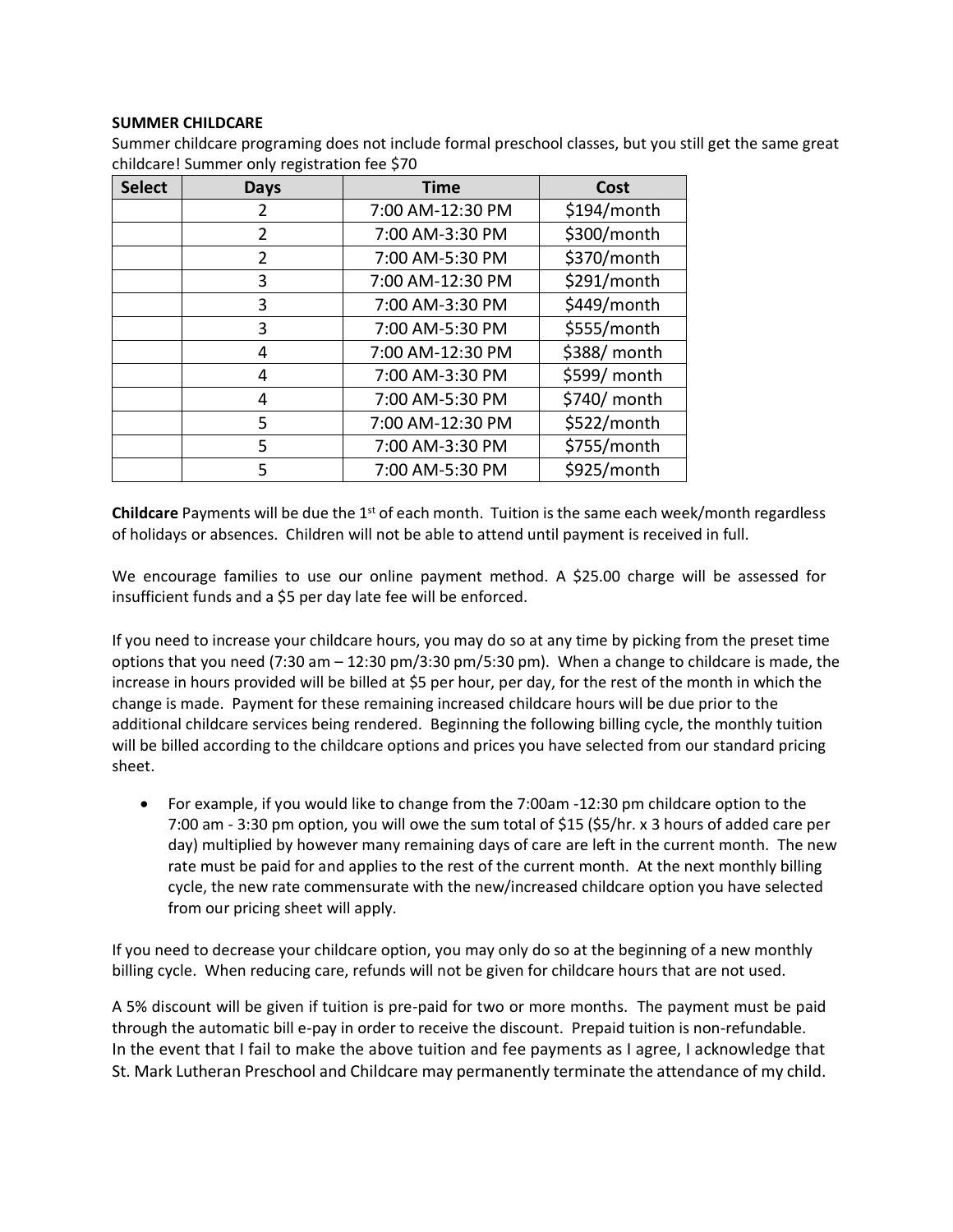**SUMMER CHILDCARE**

Summer childcare programing does not include formal preschool classes, but you still get the same great childcare! Summer only registration fee $70

| Select | Days | Time | Cost |
| --- | --- | --- | --- |
| | 2 | 7:00 AM-12:30 PM | $194/month |
| | 2 | 7:00 AM-3:30 PM | $300/month |
| | 2 | 7:00 AM-5:30 PM | $370/month |
| | 3 | 7:00 AM-12:30 PM | $291/month |
| | 3 | 7:00 AM-3:30 PM | $449/month |
| | 3 | 7:00 AM-5:30 PM | $555/month |
| | 4 | 7:00 AM-12:30 PM | $388/ month |
| | 4 | 7:00 AM-3:30 PM | $599/ month |
| | 4 | 7:00 AM-5:30 PM | $740/ month |
| | 5 | 7:00 AM-12:30 PM | $522/month |
| | 5 | 7:00 AM-3:30 PM | $755/month |
| | 5 | 7:00 AM-5:30 PM | $925/month |

**Childcare** Payments will be due the 1st of each month. Tuition is the same each week/month regardless of holidays or absences. Children will not be able to attend until payment is received in full.

We encourage families to use our online payment method. A $25.00 charge will be assessed for insufficient funds and a $5 per day late fee will be enforced.

If you need to increase your childcare hours, you may do so at any time by picking from the preset time options that you need (7:30 am – 12:30 pm/3:30 pm/5:30 pm). When a change to childcare is made, the increase in hours provided will be billed at $5 per hour, per day, for the rest of the month in which the change is made. Payment for these remaining increased childcare hours will be due prior to the additional childcare services being rendered. Beginning the following billing cycle, the monthly tuition will be billed according to the childcare options and prices you have selected from our standard pricing sheet.

- For example, if you would like to change from the 7:00am -12:30 pm childcare option to the 7:00 am - 3:30 pm option, you will owe the sum total of $15 ($5/hr. x 3 hours of added care per day) multiplied by however many remaining days of care are left in the current month. The new rate must be paid for and applies to the rest of the current month. At the next monthly billing cycle, the new rate commensurate with the new/increased childcare option you have selected from our pricing sheet will apply.

If you need to decrease your childcare option, you may only do so at the beginning of a new monthly billing cycle. When reducing care, refunds will not be given for childcare hours that are not used.

A 5% discount will be given if tuition is pre-paid for two or more months. The payment must be paid through the automatic bill e-pay in order to receive the discount. Prepaid tuition is non-refundable.
In the event that I fail to make the above tuition and fee payments as I agree, I acknowledge that St. Mark Lutheran Preschool and Childcare may permanently terminate the attendance of my child.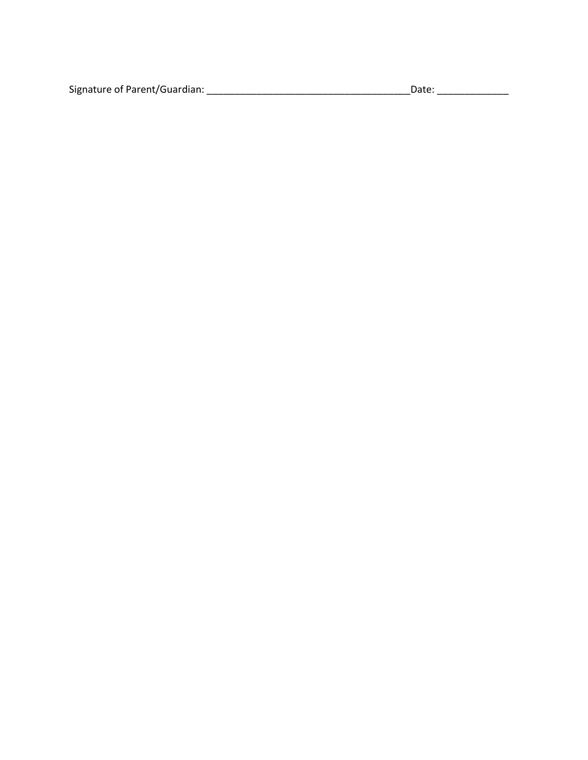Signature of Parent/Guardian: ______________________________________Date: _____________